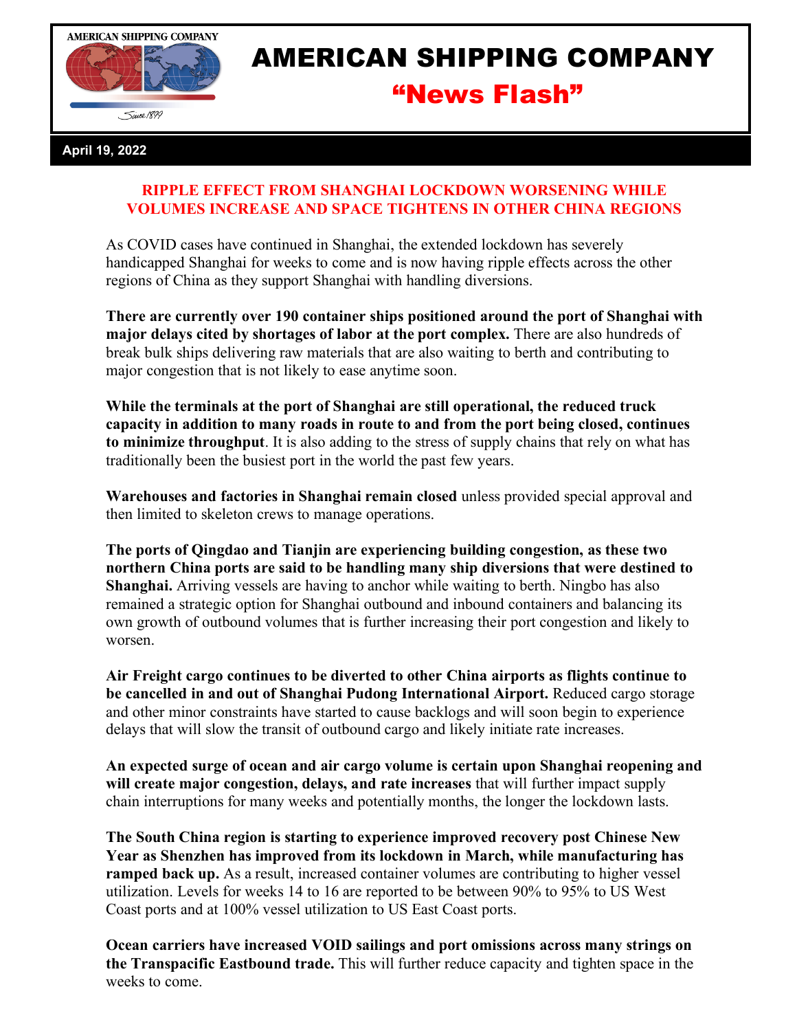# AMERICAN SHIPPING COMPANY

## "News Flash"

**April 19, 2022**

### RIPPLE EFFECT FROM SHANGHAI LOCKDOWN WORSENING WHILE VOLUMES INCREASE AND SPACE TIGHTENS IN OTHER CHINA REGIONS

As COVID cases have continued in Shanghai, the extended lockdown has severely handicapped Shanghai for weeks to come and is now having ripple effects across the other regions of China as they support Shanghai with handling diversions.

**There are currently over 190 container ships positioned around the port of Shanghai with major delays cited by shortages of labor at the port complex.** There are also hundreds of break bulk ships delivering raw materials that are also waiting to berth and contributing to major congestion that is not likely to ease anytime soon.

**While the terminals at the port of Shanghai are still operational, the reduced truck capacity in addition to many roads in route to and from the port being closed, continues to minimize throughput**. It is also adding to the stress of supply chains that rely on what has traditionally been the busiest port in the world the past few years.

**Warehouses and factories in Shanghai remain closed** unless provided special approval and then limited to skeleton crews to manage operations.

**The ports of Qingdao and Tianjin are experiencing building congestion, as these two northern China ports are said to be handling many ship diversions that were destined to Shanghai.** Arriving vessels are having to anchor while waiting to berth. Ningbo has also remained a strategic option for Shanghai outbound and inbound containers and balancing its own growth of outbound volumes that is further increasing their port congestion and likely to worsen.

**Air Freight cargo continues to be diverted to other China airports as flights continue to be cancelled in and out of Shanghai Pudong International Airport.** Reduced cargo storage and other minor constraints have started to cause backlogs and will soon begin to experience delays that will slow the transit of outbound cargo and likely initiate rate increases.

**An expected surge of ocean and air cargo volume is certain upon Shanghai reopening and will create major congestion, delays, and rate increases** that will further impact supply chain interruptions for many weeks and potentially months, the longer the lockdown lasts.

**The South China region is starting to experience improved recovery post Chinese New Year as Shenzhen has improved from its lockdown in March, while manufacturing has ramped back up.** As a result, increased container volumes are contributing to higher vessel utilization. Levels for weeks 14 to 16 are reported to be between 90% to 95% to US West Coast ports and at 100% vessel utilization to US East Coast ports.

**Ocean carriers have increased VOID sailings and port omissions across many strings on the Transpacific Eastbound trade.** This will further reduce capacity and tighten space in the weeks to come.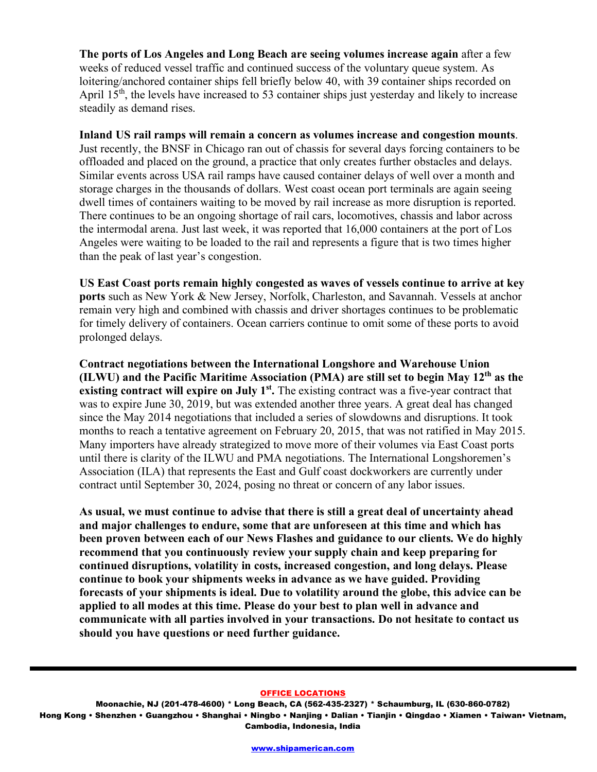**The ports of Los Angeles and Long Beach are seeing volumes increase again** after a few weeks of reduced vessel traffic and continued success of the voluntary queue system. As loitering/anchored container ships fell briefly below 40, with 39 container ships recorded on April 15th, the levels have increased to 53 container ships just yesterday and likely to increase steadily as demand rises.

**Inland US rail ramps will remain a concern as volumes increase and congestion mounts**. Just recently, the BNSF in Chicago ran out of chassis for several days forcing containers to be offloaded and placed on the ground, a practice that only creates further obstacles and delays. Similar events across USA rail ramps have caused container delays of well over a month and storage charges in the thousands of dollars. West coast ocean port terminals are again seeing dwell times of containers waiting to be moved by rail increase as more disruption is reported. There continues to be an ongoing shortage of rail cars, locomotives, chassis and labor across the intermodal arena. Just last week, it was reported that 16,000 containers at the port of Los Angeles were waiting to be loaded to the rail and represents a figure that is two times higher than the peak of last year's congestion.

**US East Coast ports remain highly congested as waves of vessels continue to arrive at key ports** such as New York & New Jersey, Norfolk, Charleston, and Savannah. Vessels at anchor remain very high and combined with chassis and driver shortages continues to be problematic for timely delivery of containers. Ocean carriers continue to omit some of these ports to avoid prolonged delays.

**Contract negotiations between the International Longshore and Warehouse Union (ILWU) and the Pacific Maritime Association (PMA) are still set to begin May 12th as the existing contract will expire on July 1st.** The existing contract was a five-year contract that was to expire June 30, 2019, but was extended another three years. A great deal has changed since the May 2014 negotiations that included a series of slowdowns and disruptions. It took months to reach a tentative agreement on February 20, 2015, that was not ratified in May 2015. Many importers have already strategized to move more of their volumes via East Coast ports until there is clarity of the ILWU and PMA negotiations. The International Longshoremen's Association (ILA) that represents the East and Gulf coast dockworkers are currently under contract until September 30, 2024, posing no threat or concern of any labor issues.

**As usual, we must continue to advise that there is still a great deal of uncertainty ahead and major challenges to endure, some that are unforeseen at this time and which has been proven between each of our News Flashes and guidance to our clients. We do highly recommend that you continuously review your supply chain and keep preparing for continued disruptions, volatility in costs, increased congestion, and long delays. Please continue to book your shipments weeks in advance as we have guided. Providing forecasts of your shipments is ideal. Due to volatility around the globe, this advice can be applied to all modes at this time. Please do your best to plan well in advance and communicate with all parties involved in your transactions. Do not hesitate to contact us should you have questions or need further guidance.**

---

**OFFICE LOCATIONS**

**Moonachie, NJ (201-478-4600) * Long Beach, CA (562-435-2327) * Schaumburg, IL (630-860-0782)**
**Hong Kong • Shenzhen • Guangzhou • Shanghai • Ningbo • Nanjing • Dalian • Tianjin • Qingdao • Xiamen • Taiwan• Vietnam, Cambodia, Indonesia, India**

**www.shipamerican.com**